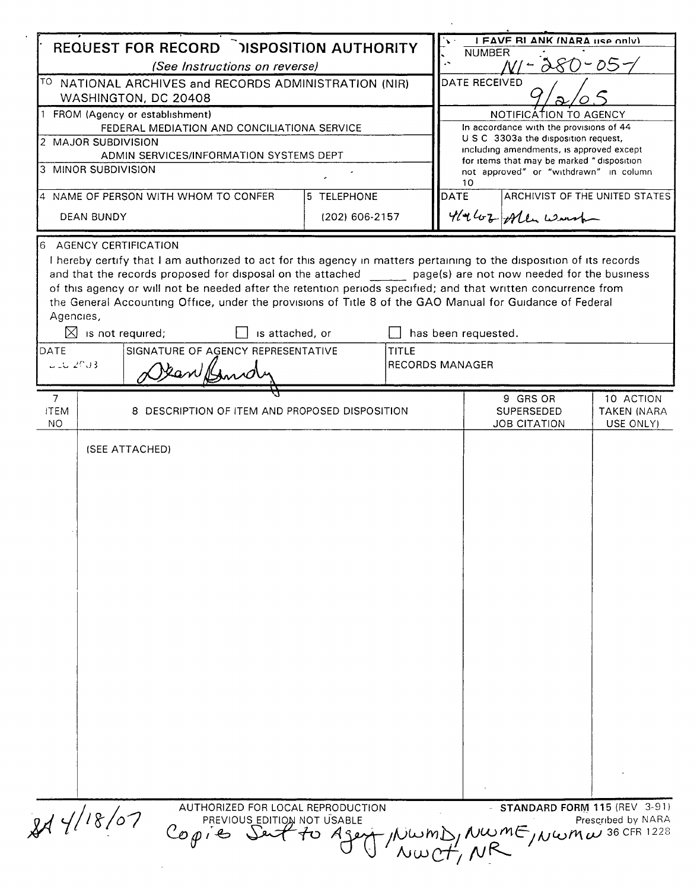# REQUEST FOR RECORDS DISPOSITION AUTHORITY

*(See Instructions on reverse)*

| | |
|---|---|
| TO NATIONAL ARCHIVES and RECORDS ADMINISTRATION (NIR) WASHINGTON, DC 20408 | LEAVE BLANK (NARA use only) NUMBER N1-280-05-1 |
| 1 FROM (Agency or establishment) FEDERAL MEDIATION AND CONCILIATIONA SERVICE | DATE RECEIVED 9/2/05 |
| 2 MAJOR SUBDIVISION ADMIN SERVICES/INFORMATION SYSTEMS DEPT | NOTIFICATION TO AGENCY: In accordance with the provisions of 44 U S C 3303a the disposition request, including amendments, is approved except for items that may be marked "disposition not approved" or "withdrawn" in column 10 |
| 3 MINOR SUBDIVISION | |

| 4 NAME OF PERSON WITH WHOM TO CONFER | 5 TELEPHONE | DATE | ARCHIVIST OF THE UNITED STATES |
|---|---|---|---|
| DEAN BUNDY | (202) 606-2157 | 4/4/07 | Allen Weinstein |

**6 AGENCY CERTIFICATION**

I hereby certify that I am authorized to act for this agency in matters pertaining to the disposition of its records and that the records proposed for disposal on the attached ______ page(s) are not now needed for the business of this agency or will not be needed after the retention periods specified; and that written concurrence from the General Accounting Office, under the provisions of Title 8 of the GAO Manual for Guidance of Federal Agencies,

☒ is not required; ☐ is attached, or ☐ has been requested.

| DATE | SIGNATURE OF AGENCY REPRESENTATIVE | TITLE |
|---|---|---|
| 2003 | Dean Bundy | RECORDS MANAGER |

| 7 ITEM NO | 8 DESCRIPTION OF ITEM AND PROPOSED DISPOSITION | 9 GRS OR SUPERSEDED JOB CITATION | 10 ACTION TAKEN (NARA USE ONLY) |
|---|---|---|---|
| | (SEE ATTACHED) | | |

AUTHORIZED FOR LOCAL REPRODUCTION
PREVIOUS EDITION NOT USABLE

STANDARD FORM 115 (REV 3-91)
Prescribed by NARA
36 CFR 1228

SA 4/18/07 Copies sent to Agency, NWMD, NWME, NWMW, NWCT, NR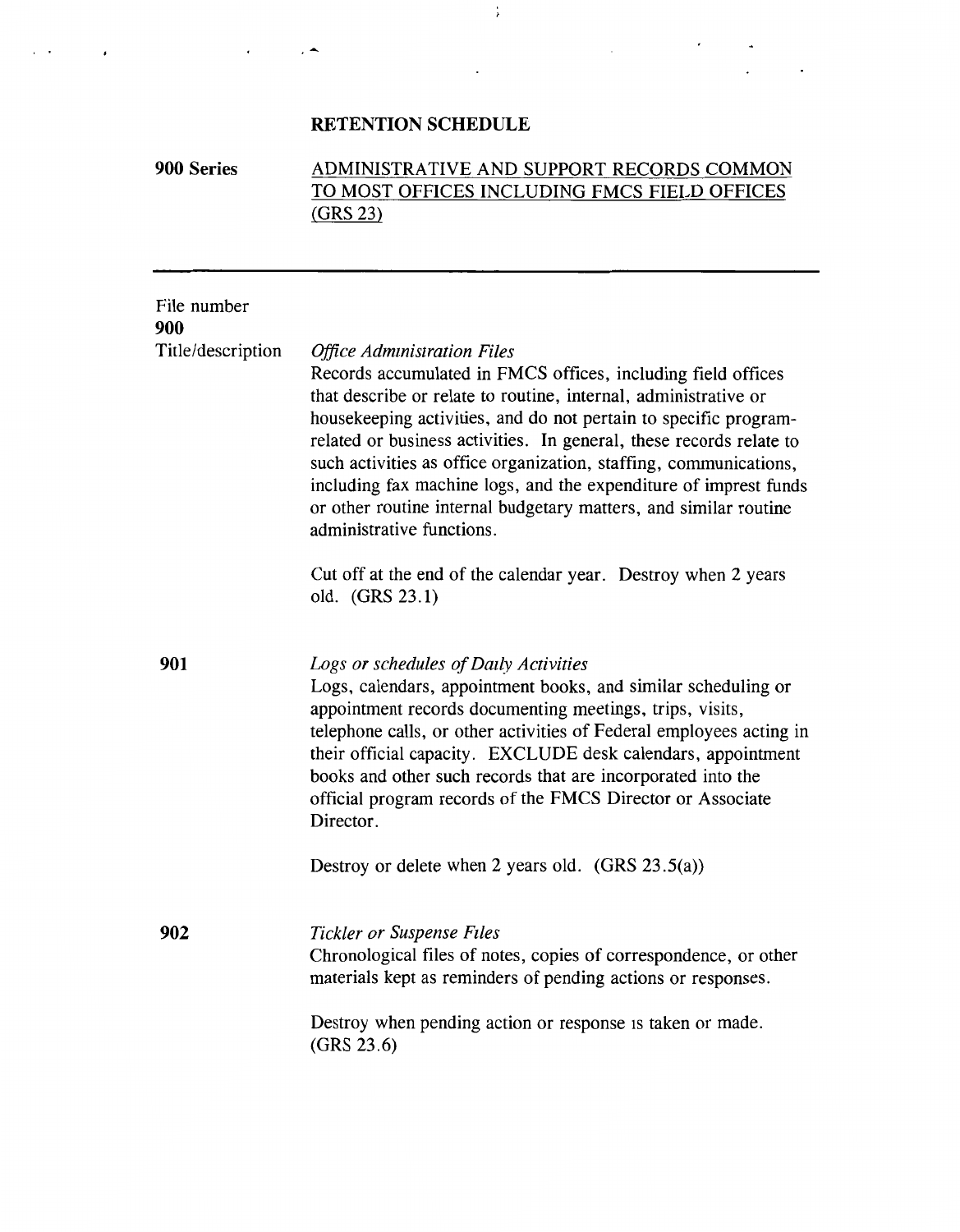# RETENTION SCHEDULE

**900 Series** ADMINISTRATIVE AND SUPPORT RECORDS COMMON TO MOST OFFICES INCLUDING FMCS FIELD OFFICES (GRS 23)

---

File number
**900**
Title/description

*Office Administration Files*

Records accumulated in FMCS offices, including field offices that describe or relate to routine, internal, administrative or housekeeping activities, and do not pertain to specific program-related or business activities. In general, these records relate to such activities as office organization, staffing, communications, including fax machine logs, and the expenditure of imprest funds or other routine internal budgetary matters, and similar routine administrative functions.

Cut off at the end of the calendar year. Destroy when 2 years old. (GRS 23.1)

**901**

*Logs or schedules of Daily Activities*

Logs, calendars, appointment books, and similar scheduling or appointment records documenting meetings, trips, visits, telephone calls, or other activities of Federal employees acting in their official capacity. EXCLUDE desk calendars, appointment books and other such records that are incorporated into the official program records of the FMCS Director or Associate Director.

Destroy or delete when 2 years old. (GRS 23.5(a))

**902**

*Tickler or Suspense Files*

Chronological files of notes, copies of correspondence, or other materials kept as reminders of pending actions or responses.

Destroy when pending action or response is taken or made. (GRS 23.6)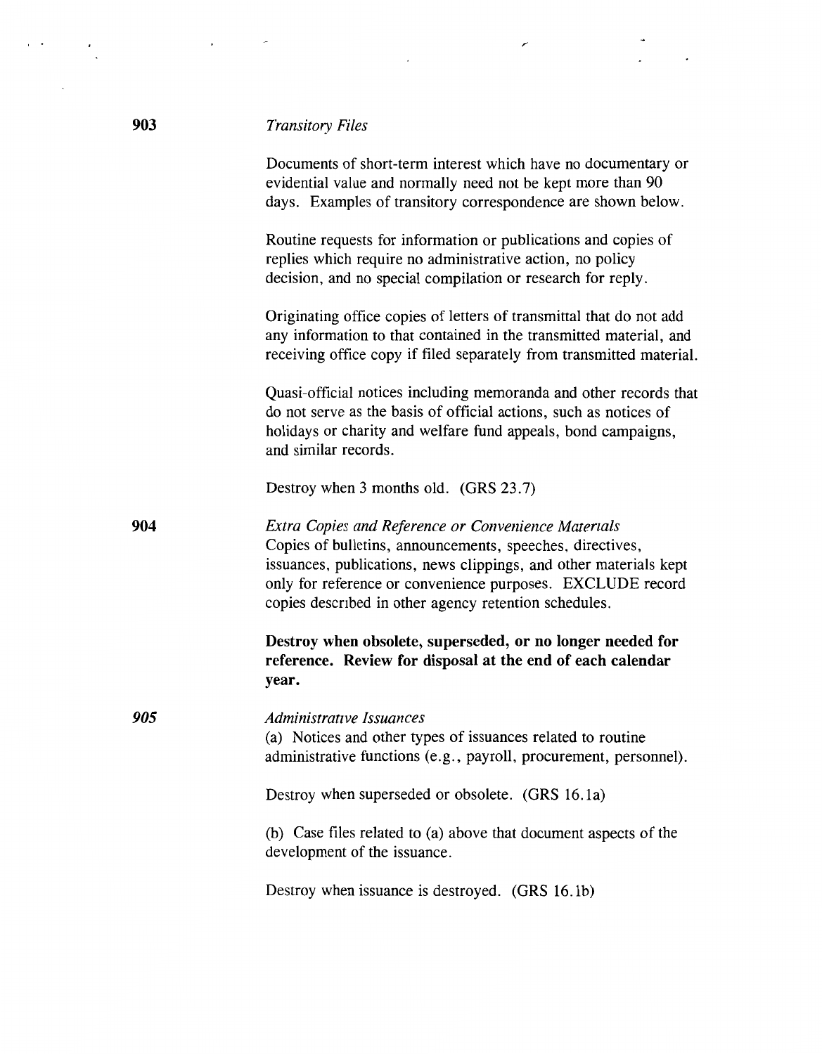**903** *Transitory Files*

Documents of short-term interest which have no documentary or evidential value and normally need not be kept more than 90 days. Examples of transitory correspondence are shown below.

Routine requests for information or publications and copies of replies which require no administrative action, no policy decision, and no special compilation or research for reply.

Originating office copies of letters of transmittal that do not add any information to that contained in the transmitted material, and receiving office copy if filed separately from transmitted material.

Quasi-official notices including memoranda and other records that do not serve as the basis of official actions, such as notices of holidays or charity and welfare fund appeals, bond campaigns, and similar records.

Destroy when 3 months old. (GRS 23.7)

**904** *Extra Copies and Reference or Convenience Materials*

Copies of bulletins, announcements, speeches, directives, issuances, publications, news clippings, and other materials kept only for reference or convenience purposes. EXCLUDE record copies described in other agency retention schedules.

**Destroy when obsolete, superseded, or no longer needed for reference. Review for disposal at the end of each calendar year.**

***905*** *Administrative Issuances*

(a) Notices and other types of issuances related to routine administrative functions (e.g., payroll, procurement, personnel).

Destroy when superseded or obsolete. (GRS 16.1a)

(b) Case files related to (a) above that document aspects of the development of the issuance.

Destroy when issuance is destroyed. (GRS 16.1b)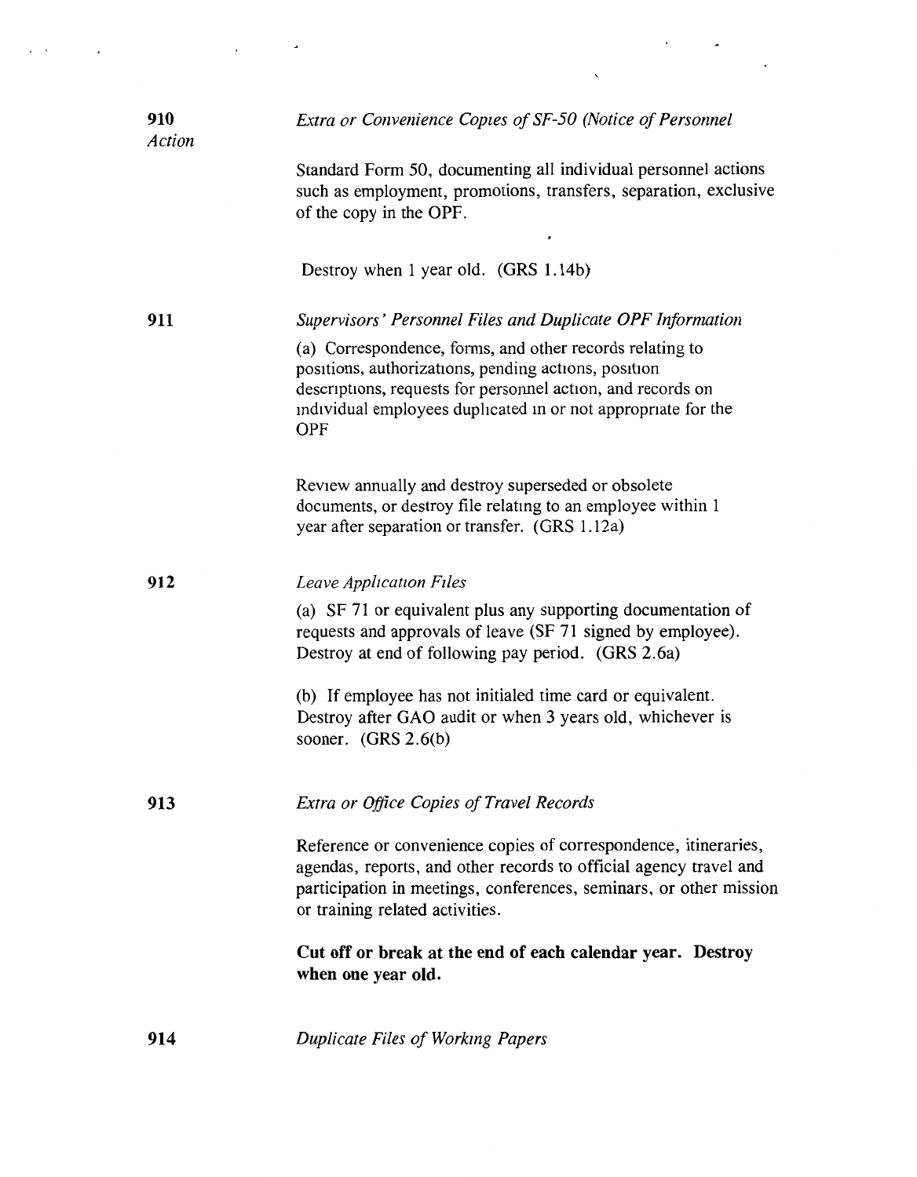**910** *Extra or Convenience Copies of SF-50 (Notice of Personnel Action*

Standard Form 50, documenting all individual personnel actions such as employment, promotions, transfers, separation, exclusive of the copy in the OPF.

Destroy when 1 year old. (GRS 1.14b)

**911** *Supervisors' Personnel Files and Duplicate OPF Information*

(a) Correspondence, forms, and other records relating to positions, authorizations, pending actions, position descriptions, requests for personnel action, and records on individual employees duplicated in or not appropriate for the OPF

Review annually and destroy superseded or obsolete documents, or destroy file relating to an employee within 1 year after separation or transfer. (GRS 1.12a)

**912** *Leave Application Files*

(a) SF 71 or equivalent plus any supporting documentation of requests and approvals of leave (SF 71 signed by employee). Destroy at end of following pay period. (GRS 2.6a)

(b) If employee has not initialed time card or equivalent. Destroy after GAO audit or when 3 years old, whichever is sooner. (GRS 2.6(b)

**913** *Extra or Office Copies of Travel Records*

Reference or convenience copies of correspondence, itineraries, agendas, reports, and other records to official agency travel and participation in meetings, conferences, seminars, or other mission or training related activities.

**Cut off or break at the end of each calendar year. Destroy when one year old.**

**914** *Duplicate Files of Working Papers*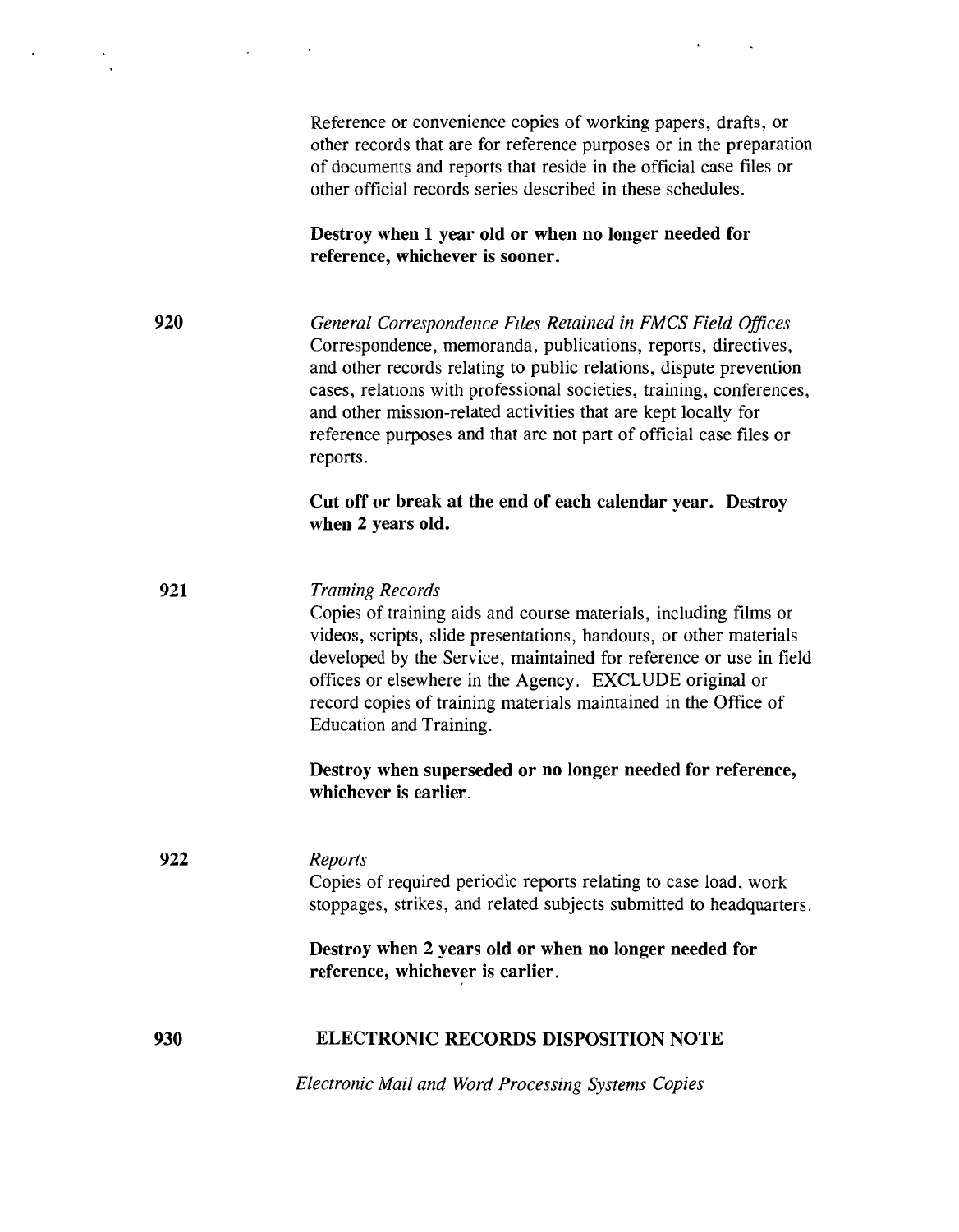Reference or convenience copies of working papers, drafts, or other records that are for reference purposes or in the preparation of documents and reports that reside in the official case files or other official records series described in these schedules.

**Destroy when 1 year old or when no longer needed for reference, whichever is sooner.**

**920** *General Correspondence Files Retained in FMCS Field Offices*

Correspondence, memoranda, publications, reports, directives, and other records relating to public relations, dispute prevention cases, relations with professional societies, training, conferences, and other mission-related activities that are kept locally for reference purposes and that are not part of official case files or reports.

**Cut off or break at the end of each calendar year. Destroy when 2 years old.**

**921** *Training Records*

Copies of training aids and course materials, including films or videos, scripts, slide presentations, handouts, or other materials developed by the Service, maintained for reference or use in field offices or elsewhere in the Agency. EXCLUDE original or record copies of training materials maintained in the Office of Education and Training.

**Destroy when superseded or no longer needed for reference, whichever is earlier.**

**922** *Reports*

Copies of required periodic reports relating to case load, work stoppages, strikes, and related subjects submitted to headquarters.

**Destroy when 2 years old or when no longer needed for reference, whichever is earlier.**

**930** **ELECTRONIC RECORDS DISPOSITION NOTE**

*Electronic Mail and Word Processing Systems Copies*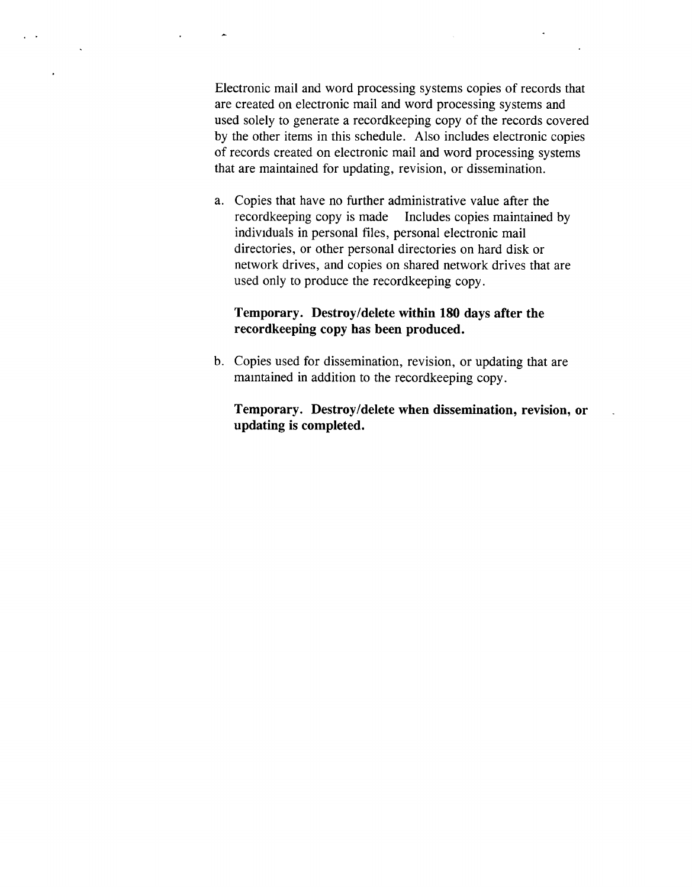Electronic mail and word processing systems copies of records that are created on electronic mail and word processing systems and used solely to generate a recordkeeping copy of the records covered by the other items in this schedule. Also includes electronic copies of records created on electronic mail and word processing systems that are maintained for updating, revision, or dissemination.

a. Copies that have no further administrative value after the recordkeeping copy is made Includes copies maintained by individuals in personal files, personal electronic mail directories, or other personal directories on hard disk or network drives, and copies on shared network drives that are used only to produce the recordkeeping copy.

   **Temporary. Destroy/delete within 180 days after the recordkeeping copy has been produced.**

b. Copies used for dissemination, revision, or updating that are maintained in addition to the recordkeeping copy.

   **Temporary. Destroy/delete when dissemination, revision, or updating is completed.**